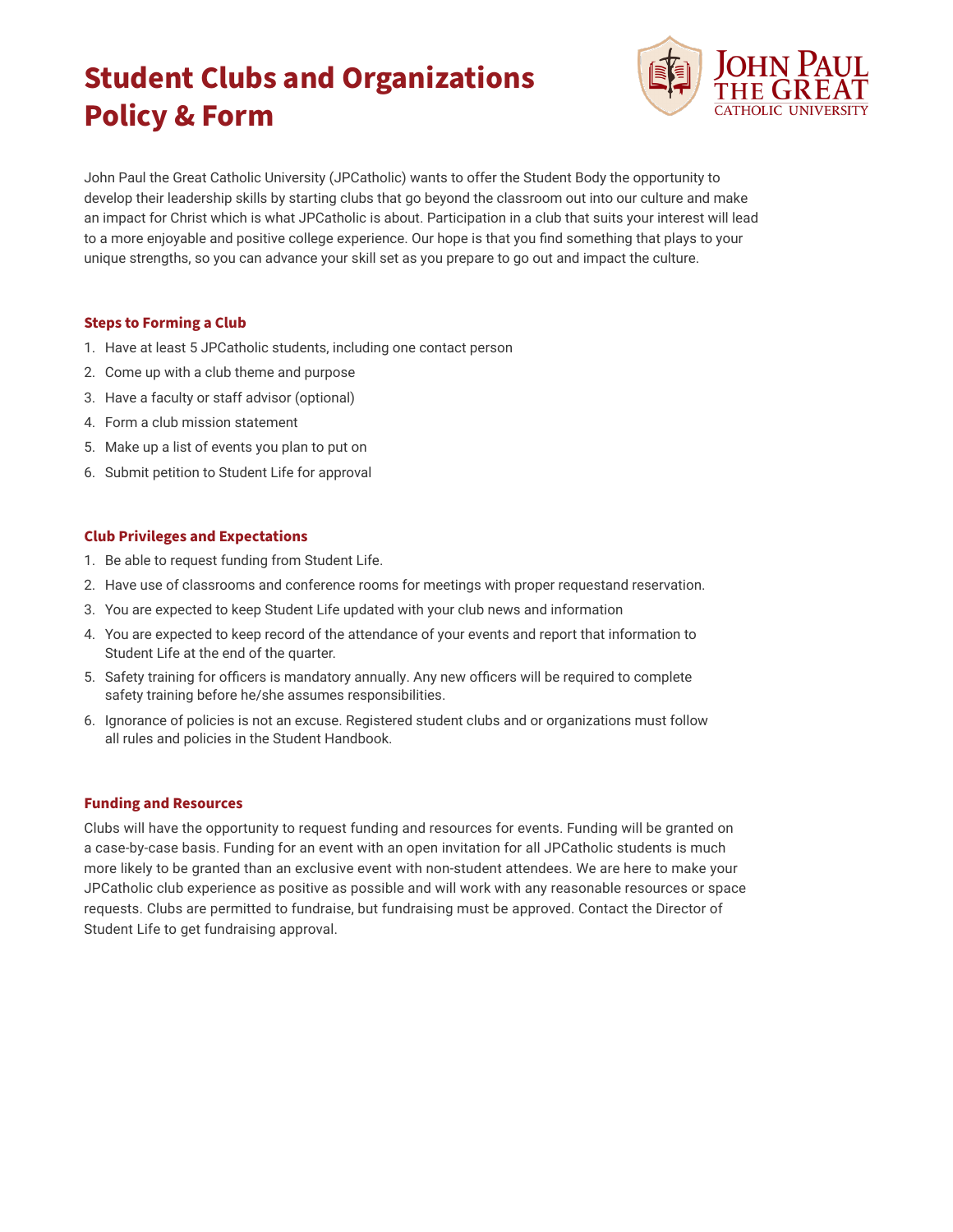# Student Clubs and Organizations Policy & Form

John Paul the Great Catholic University (JPCatholic) wants to offer the Student Body the opportunity to develop their leadership skills by starting clubs that go beyond the classroom out into our culture and make an impact for Christ which is what JPCatholic is about. Participation in a club that suits your interest will lead to a more enjoyable and positive college experience. Our hope is that you find something that plays to your unique strengths, so you can advance your skill set as you prepare to go out and impact the culture.

### Steps to Forming a Club

1. Have at least 5 JPCatholic students, including one contact person
2. Come up with a club theme and purpose
3. Have a faculty or staff advisor (optional)
4. Form a club mission statement
5. Make up a list of events you plan to put on
6. Submit petition to Student Life for approval

### Club Privileges and Expectations

1. Be able to request funding from Student Life.
2. Have use of classrooms and conference rooms for meetings with proper requestand reservation.
3. You are expected to keep Student Life updated with your club news and information
4. You are expected to keep record of the attendance of your events and report that information to Student Life at the end of the quarter.
5. Safety training for officers is mandatory annually. Any new officers will be required to complete safety training before he/she assumes responsibilities.
6. Ignorance of policies is not an excuse. Registered student clubs and or organizations must follow all rules and policies in the Student Handbook.

### Funding and Resources

Clubs will have the opportunity to request funding and resources for events. Funding will be granted on a case-by-case basis. Funding for an event with an open invitation for all JPCatholic students is much more likely to be granted than an exclusive event with non-student attendees. We are here to make your JPCatholic club experience as positive as possible and will work with any reasonable resources or space requests. Clubs are permitted to fundraise, but fundraising must be approved. Contact the Director of Student Life to get fundraising approval.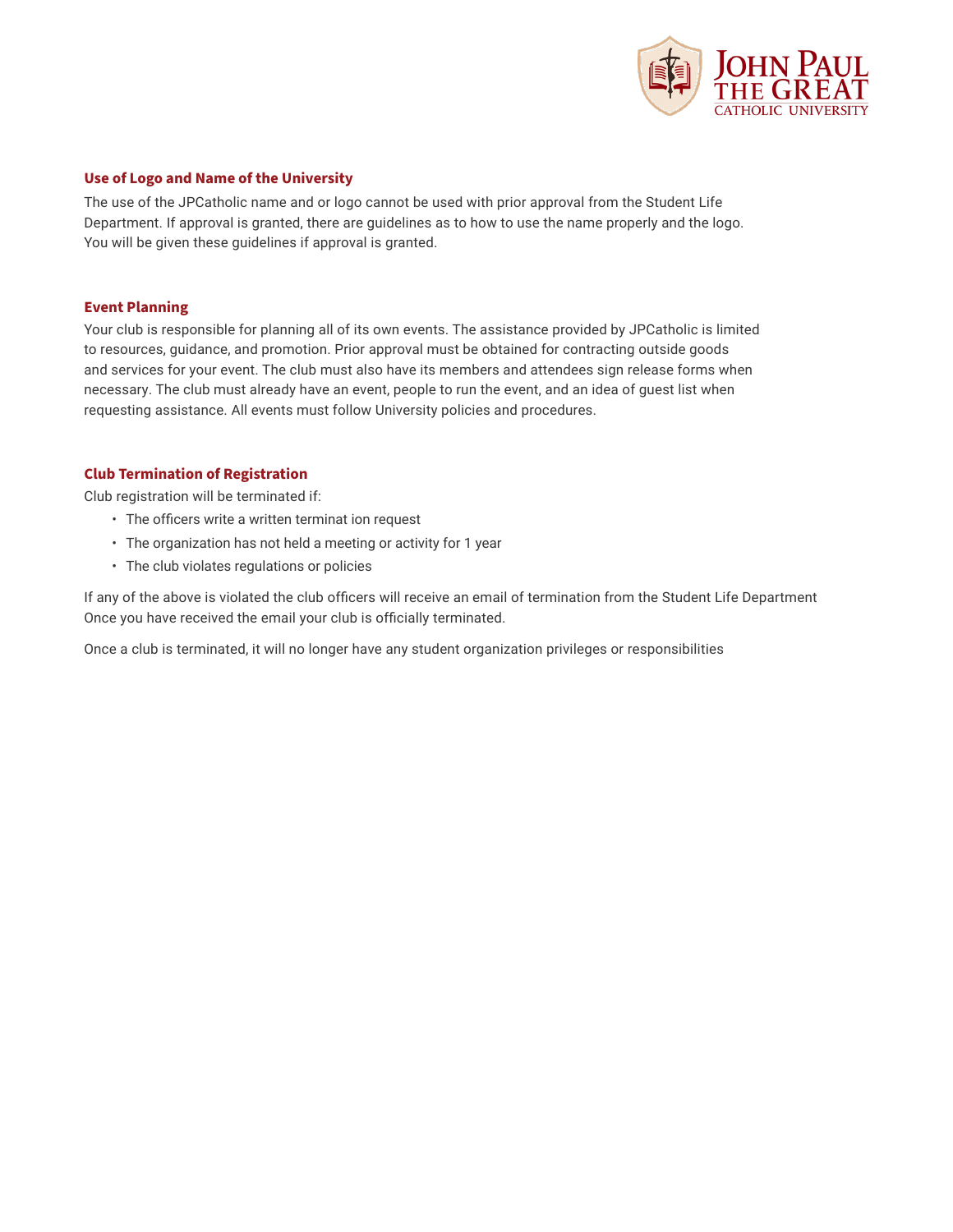## Use of Logo and Name of the University

The use of the JPCatholic name and or logo cannot be used with prior approval from the Student Life Department. If approval is granted, there are guidelines as to how to use the name properly and the logo. You will be given these guidelines if approval is granted.

## Event Planning

Your club is responsible for planning all of its own events. The assistance provided by JPCatholic is limited to resources, guidance, and promotion. Prior approval must be obtained for contracting outside goods and services for your event. The club must also have its members and attendees sign release forms when necessary. The club must already have an event, people to run the event, and an idea of guest list when requesting assistance. All events must follow University policies and procedures.

## Club Termination of Registration

Club registration will be terminated if:

- The officers write a written terminat ion request
- The organization has not held a meeting or activity for 1 year
- The club violates regulations or policies

If any of the above is violated the club officers will receive an email of termination from the Student Life Department Once you have received the email your club is officially terminated.

Once a club is terminated, it will no longer have any student organization privileges or responsibilities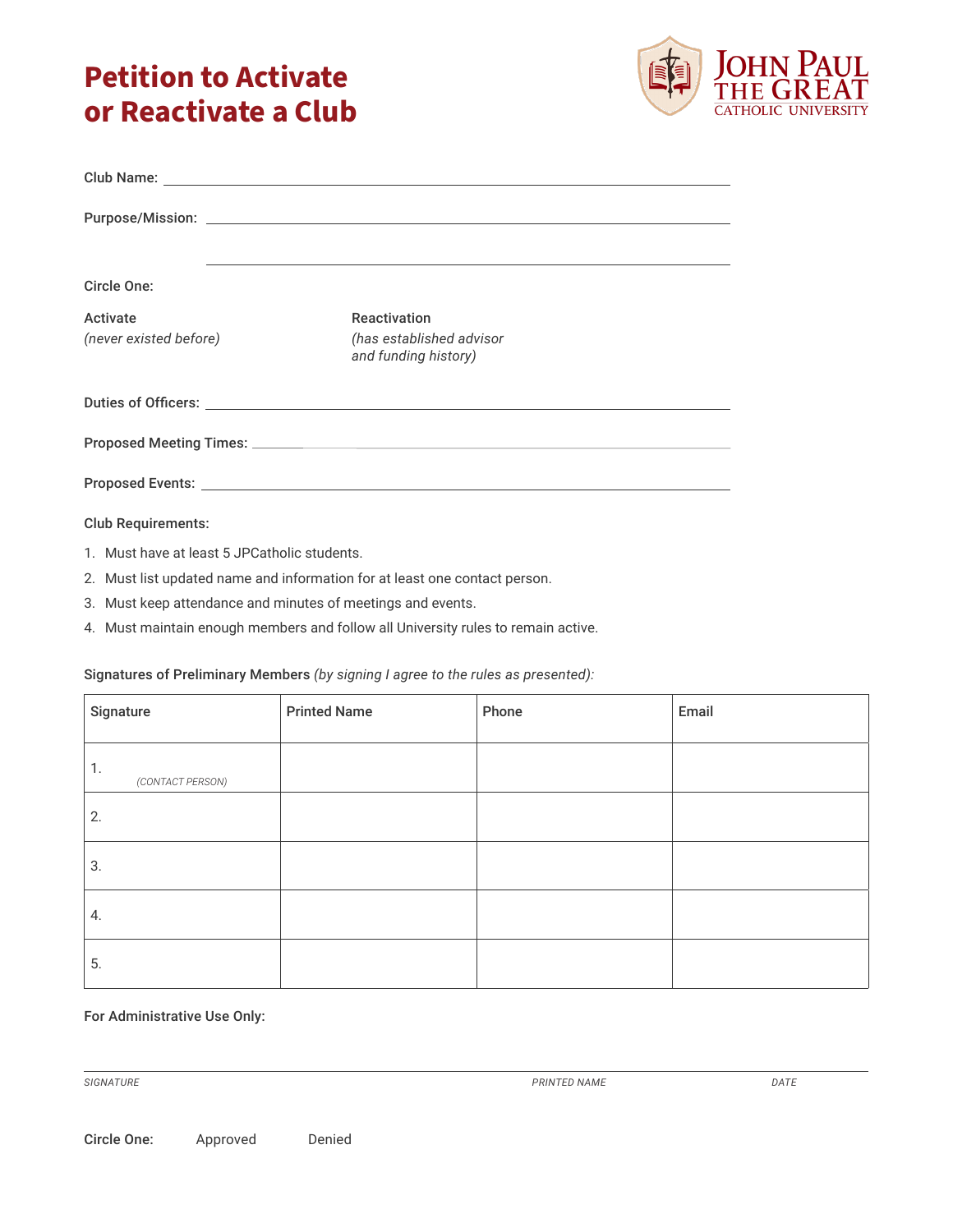# Petition to Activate or Reactivate a Club

JOHN PAUL THE GREAT CATHOLIC UNIVERSITY

**Club Name:** \_\_\_\_\_\_\_\_\_\_\_\_\_\_\_\_\_\_\_\_\_\_\_\_\_\_\_\_\_\_\_\_\_\_\_\_\_\_\_\_\_\_\_\_\_\_\_\_

**Purpose/Mission:** \_\_\_\_\_\_\_\_\_\_\_\_\_\_\_\_\_\_\_\_\_\_\_\_\_\_\_\_\_\_\_\_\_\_\_\_\_\_\_\_\_\_\_\_\_\_\_\_

\_\_\_\_\_\_\_\_\_\_\_\_\_\_\_\_\_\_\_\_\_\_\_\_\_\_\_\_\_\_\_\_\_\_\_\_\_\_\_\_\_\_\_\_\_\_\_\_

**Circle One:**

**Activate**
*(never existed before)*

**Reactivation**
*(has established advisor and funding history)*

**Duties of Officers:** \_\_\_\_\_\_\_\_\_\_\_\_\_\_\_\_\_\_\_\_\_\_\_\_\_\_\_\_\_\_\_\_\_\_\_\_\_\_\_\_\_\_\_\_\_\_\_\_

**Proposed Meeting Times:** \_\_\_\_\_\_\_\_\_\_\_\_\_\_\_\_\_\_\_\_\_\_\_\_\_\_\_\_\_\_\_\_\_\_\_\_\_\_\_\_\_\_\_\_

**Proposed Events:** \_\_\_\_\_\_\_\_\_\_\_\_\_\_\_\_\_\_\_\_\_\_\_\_\_\_\_\_\_\_\_\_\_\_\_\_\_\_\_\_\_\_\_\_\_\_\_\_

**Club Requirements:**

1. Must have at least 5 JPCatholic students.
2. Must list updated name and information for at least one contact person.
3. Must keep attendance and minutes of meetings and events.
4. Must maintain enough members and follow all University rules to remain active.

**Signatures of Preliminary Members** *(by signing I agree to the rules as presented):*

| Signature | Printed Name | Phone | Email |
|---|---|---|---|
| 1. *(CONTACT PERSON)* | | | |
| 2. | | | |
| 3. | | | |
| 4. | | | |
| 5. | | | |

**For Administrative Use Only:**

\_\_\_\_\_\_\_\_\_\_\_\_\_\_\_\_\_\_\_\_\_\_\_\_\_\_\_\_\_\_\_\_\_\_\_\_\_\_\_\_\_\_\_\_\_\_\_\_\_\_\_\_\_\_\_\_\_\_\_\_

*SIGNATURE* *PRINTED NAME* *DATE*

**Circle One:** Approved Denied